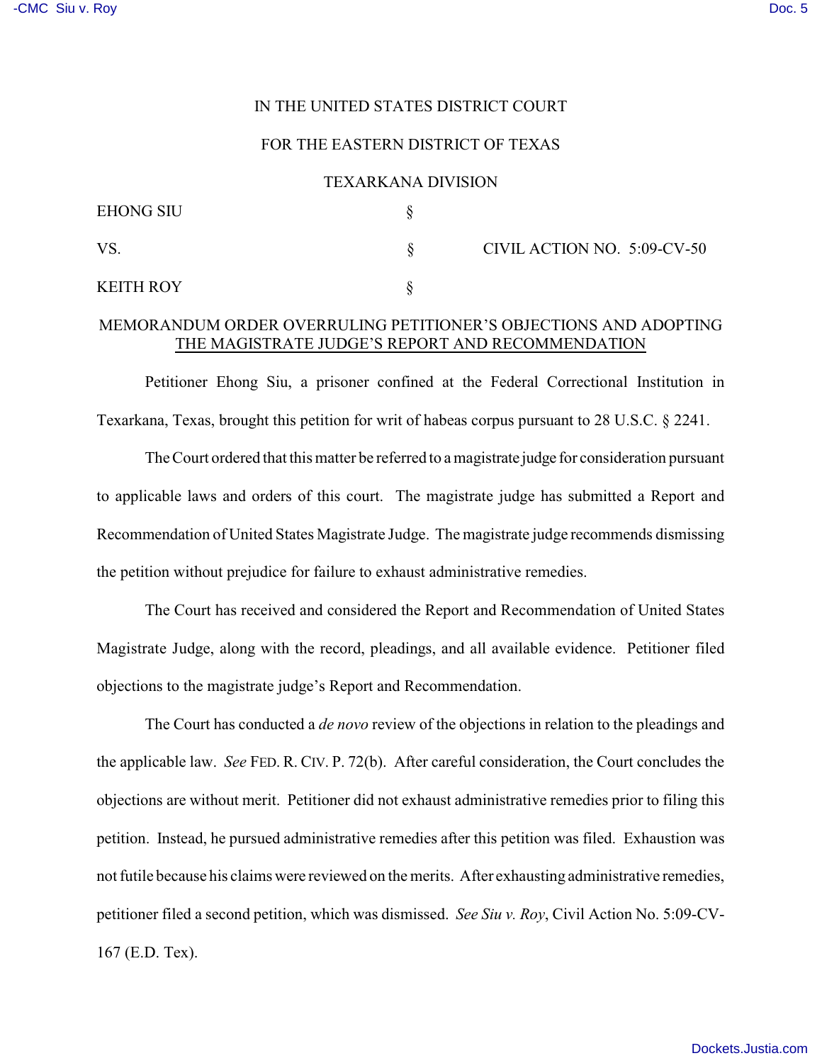IN THE UNITED STATES DISTRICT COURT

FOR THE EASTERN DISTRICT OF TEXAS

TEXARKANA DIVISION

| | | |
|---|---|---|
| EHONG SIU | § | |
| VS. | § | CIVIL ACTION NO. 5:09-CV-50 |
| KEITH ROY | § | |

MEMORANDUM ORDER OVERRULING PETITIONER'S OBJECTIONS AND ADOPTING THE MAGISTRATE JUDGE'S REPORT AND RECOMMENDATION

Petitioner Ehong Siu, a prisoner confined at the Federal Correctional Institution in Texarkana, Texas, brought this petition for writ of habeas corpus pursuant to 28 U.S.C. § 2241.

The Court ordered that this matter be referred to a magistrate judge for consideration pursuant to applicable laws and orders of this court. The magistrate judge has submitted a Report and Recommendation of United States Magistrate Judge. The magistrate judge recommends dismissing the petition without prejudice for failure to exhaust administrative remedies.

The Court has received and considered the Report and Recommendation of United States Magistrate Judge, along with the record, pleadings, and all available evidence. Petitioner filed objections to the magistrate judge's Report and Recommendation.

The Court has conducted a *de novo* review of the objections in relation to the pleadings and the applicable law. *See* FED. R. CIV. P. 72(b). After careful consideration, the Court concludes the objections are without merit. Petitioner did not exhaust administrative remedies prior to filing this petition. Instead, he pursued administrative remedies after this petition was filed. Exhaustion was not futile because his claims were reviewed on the merits. After exhausting administrative remedies, petitioner filed a second petition, which was dismissed. *See Siu v. Roy*, Civil Action No. 5:09-CV-167 (E.D. Tex).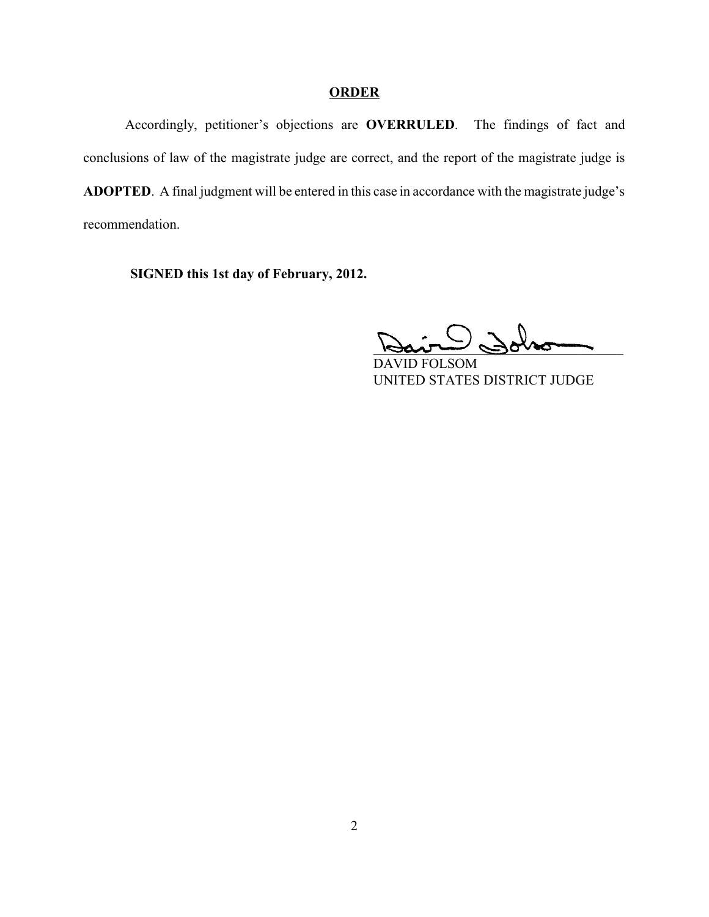## ORDER

Accordingly, petitioner's objections are **OVERRULED**. The findings of fact and conclusions of law of the magistrate judge are correct, and the report of the magistrate judge is **ADOPTED**. A final judgment will be entered in this case in accordance with the magistrate judge's recommendation.

**SIGNED this 1st day of February, 2012.**

DAVID FOLSOM
UNITED STATES DISTRICT JUDGE